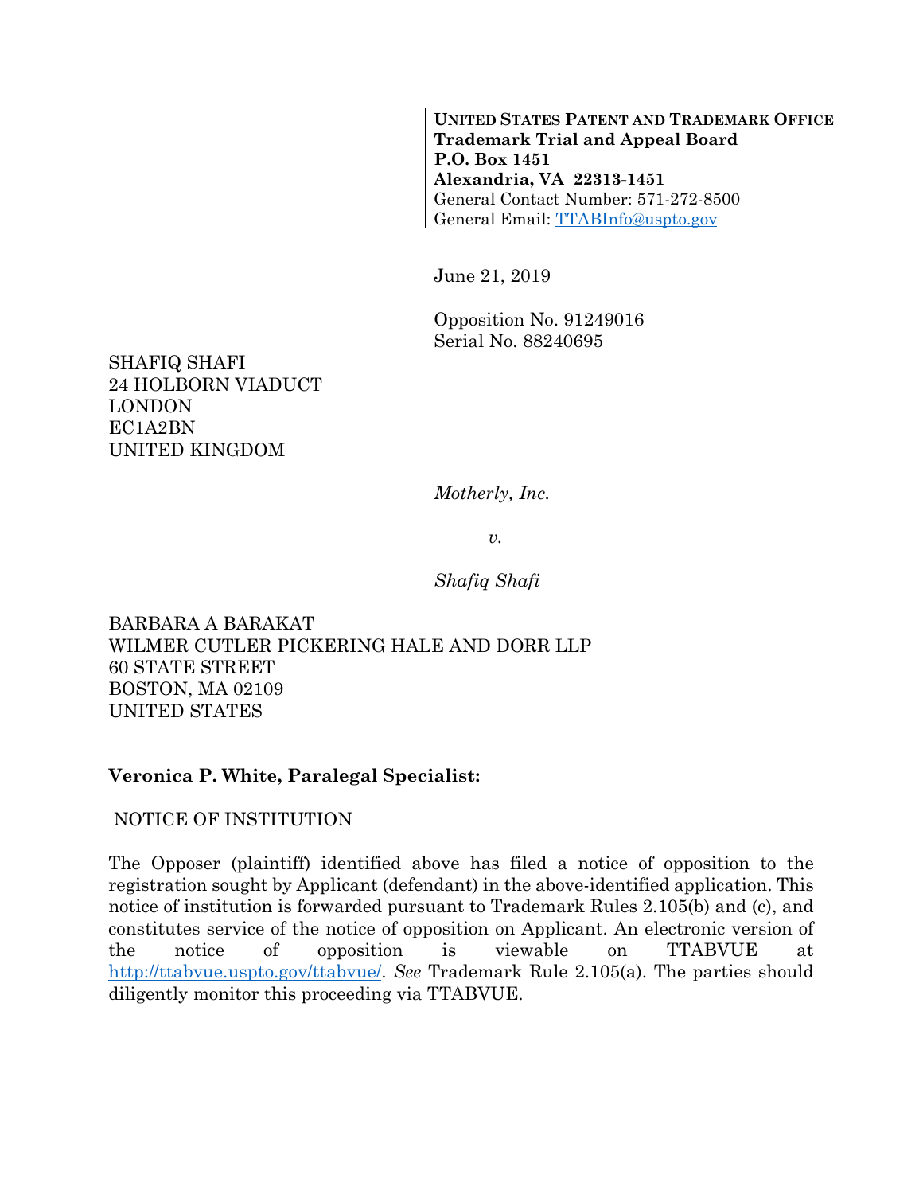**UNITED STATES PATENT AND TRADEMARK OFFICE**
**Trademark Trial and Appeal Board**
**P.O. Box 1451**
**Alexandria, VA 22313-1451**
General Contact Number: 571-272-8500
General Email: TTABInfo@uspto.gov

June 21, 2019

Opposition No. 91249016
Serial No. 88240695

SHAFIQ SHAFI
24 HOLBORN VIADUCT
LONDON
EC1A2BN
UNITED KINGDOM

*Motherly, Inc.*

*v.*

*Shafiq Shafi*

BARBARA A BARAKAT
WILMER CUTLER PICKERING HALE AND DORR LLP
60 STATE STREET
BOSTON, MA 02109
UNITED STATES

**Veronica P. White, Paralegal Specialist:**

NOTICE OF INSTITUTION

The Opposer (plaintiff) identified above has filed a notice of opposition to the registration sought by Applicant (defendant) in the above-identified application. This notice of institution is forwarded pursuant to Trademark Rules 2.105(b) and (c), and constitutes service of the notice of opposition on Applicant. An electronic version of the notice of opposition is viewable on TTABVUE at http://ttabvue.uspto.gov/ttabvue/. *See* Trademark Rule 2.105(a). The parties should diligently monitor this proceeding via TTABVUE.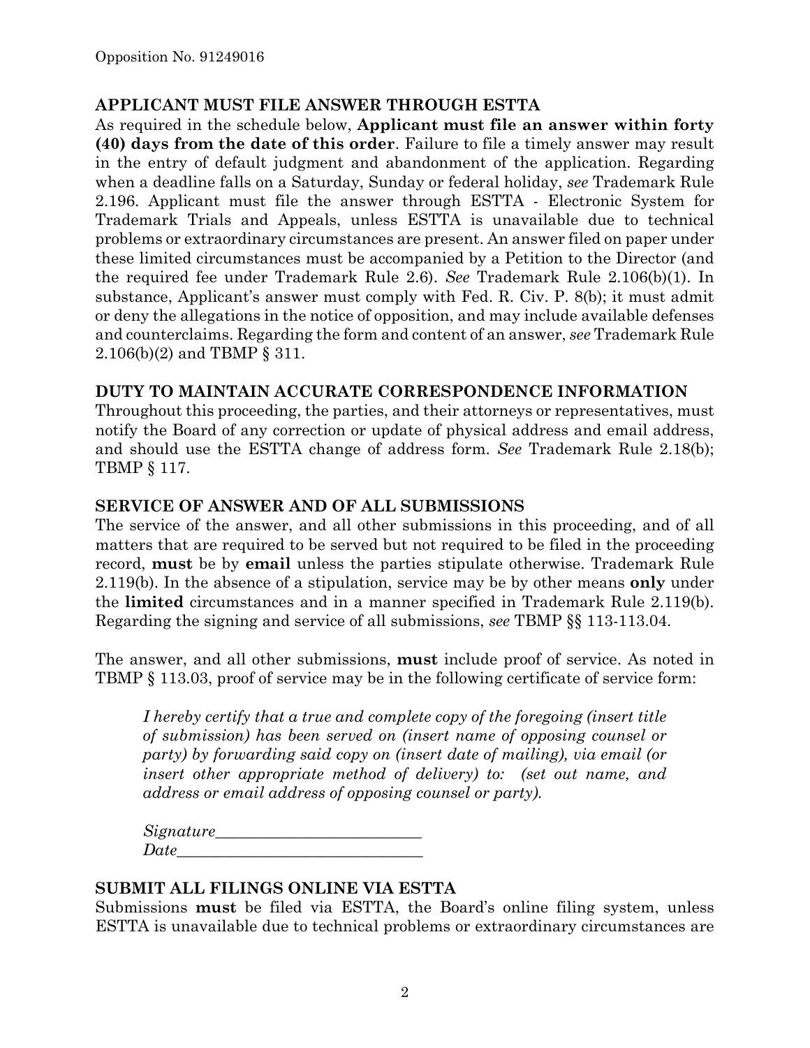**APPLICANT MUST FILE ANSWER THROUGH ESTTA**

As required in the schedule below, **Applicant must file an answer within forty (40) days from the date of this order**. Failure to file a timely answer may result in the entry of default judgment and abandonment of the application. Regarding when a deadline falls on a Saturday, Sunday or federal holiday, *see* Trademark Rule 2.196. Applicant must file the answer through ESTTA - Electronic System for Trademark Trials and Appeals, unless ESTTA is unavailable due to technical problems or extraordinary circumstances are present. An answer filed on paper under these limited circumstances must be accompanied by a Petition to the Director (and the required fee under Trademark Rule 2.6). *See* Trademark Rule 2.106(b)(1). In substance, Applicant's answer must comply with Fed. R. Civ. P. 8(b); it must admit or deny the allegations in the notice of opposition, and may include available defenses and counterclaims. Regarding the form and content of an answer, *see* Trademark Rule 2.106(b)(2) and TBMP § 311.

**DUTY TO MAINTAIN ACCURATE CORRESPONDENCE INFORMATION**

Throughout this proceeding, the parties, and their attorneys or representatives, must notify the Board of any correction or update of physical address and email address, and should use the ESTTA change of address form. *See* Trademark Rule 2.18(b); TBMP § 117.

**SERVICE OF ANSWER AND OF ALL SUBMISSIONS**

The service of the answer, and all other submissions in this proceeding, and of all matters that are required to be served but not required to be filed in the proceeding record, **must** be by **email** unless the parties stipulate otherwise. Trademark Rule 2.119(b). In the absence of a stipulation, service may be by other means **only** under the **limited** circumstances and in a manner specified in Trademark Rule 2.119(b). Regarding the signing and service of all submissions, *see* TBMP §§ 113-113.04.

The answer, and all other submissions, **must** include proof of service. As noted in TBMP § 113.03, proof of service may be in the following certificate of service form:

> *I hereby certify that a true and complete copy of the foregoing (insert title of submission) has been served on (insert name of opposing counsel or party) by forwarding said copy on (insert date of mailing), via email (or insert other appropriate method of delivery) to: (set out name, and address or email address of opposing counsel or party).*
>
> *Signature*___________________________
> *Date*________________________________

**SUBMIT ALL FILINGS ONLINE VIA ESTTA**

Submissions **must** be filed via ESTTA, the Board's online filing system, unless ESTTA is unavailable due to technical problems or extraordinary circumstances are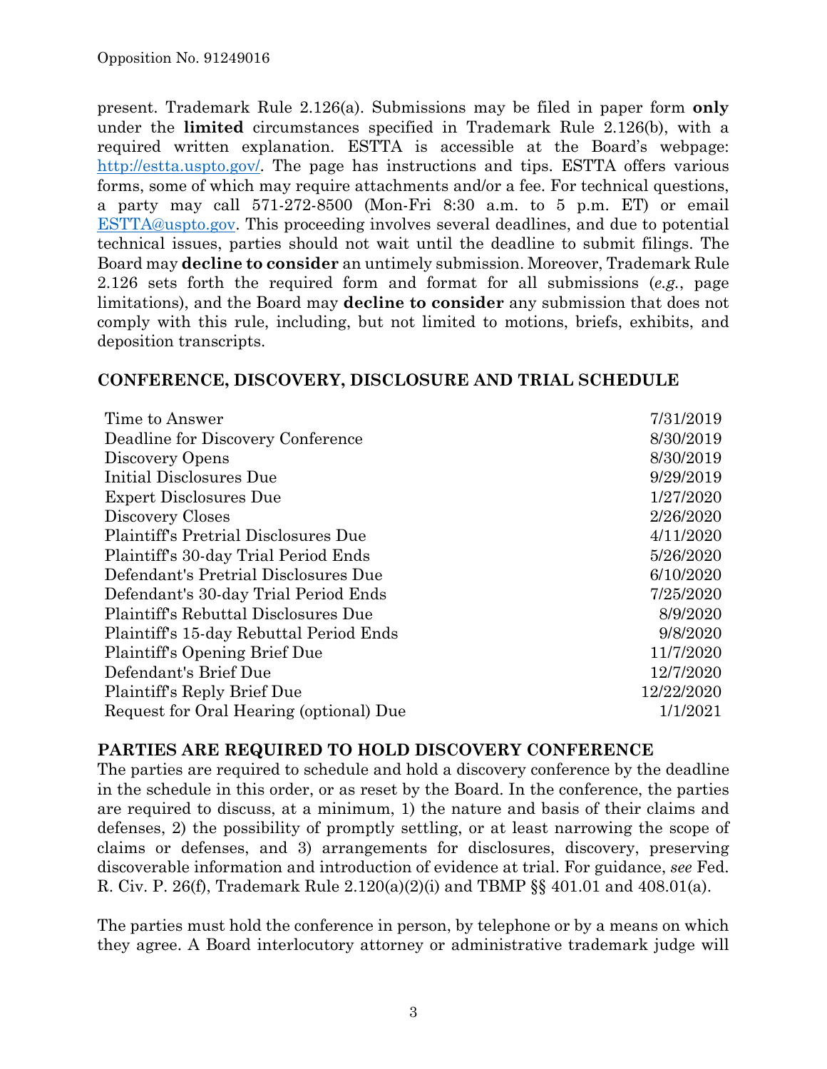present. Trademark Rule 2.126(a). Submissions may be filed in paper form **only** under the **limited** circumstances specified in Trademark Rule 2.126(b), with a required written explanation. ESTTA is accessible at the Board's webpage: http://estta.uspto.gov/. The page has instructions and tips. ESTTA offers various forms, some of which may require attachments and/or a fee. For technical questions, a party may call 571-272-8500 (Mon-Fri 8:30 a.m. to 5 p.m. ET) or email ESTTA@uspto.gov. This proceeding involves several deadlines, and due to potential technical issues, parties should not wait until the deadline to submit filings. The Board may **decline to consider** an untimely submission. Moreover, Trademark Rule 2.126 sets forth the required form and format for all submissions (*e.g.*, page limitations), and the Board may **decline to consider** any submission that does not comply with this rule, including, but not limited to motions, briefs, exhibits, and deposition transcripts.

## CONFERENCE, DISCOVERY, DISCLOSURE AND TRIAL SCHEDULE

| | |
|---|---|
| Time to Answer | 7/31/2019 |
| Deadline for Discovery Conference | 8/30/2019 |
| Discovery Opens | 8/30/2019 |
| Initial Disclosures Due | 9/29/2019 |
| Expert Disclosures Due | 1/27/2020 |
| Discovery Closes | 2/26/2020 |
| Plaintiff's Pretrial Disclosures Due | 4/11/2020 |
| Plaintiff's 30-day Trial Period Ends | 5/26/2020 |
| Defendant's Pretrial Disclosures Due | 6/10/2020 |
| Defendant's 30-day Trial Period Ends | 7/25/2020 |
| Plaintiff's Rebuttal Disclosures Due | 8/9/2020 |
| Plaintiff's 15-day Rebuttal Period Ends | 9/8/2020 |
| Plaintiff's Opening Brief Due | 11/7/2020 |
| Defendant's Brief Due | 12/7/2020 |
| Plaintiff's Reply Brief Due | 12/22/2020 |
| Request for Oral Hearing (optional) Due | 1/1/2021 |

## PARTIES ARE REQUIRED TO HOLD DISCOVERY CONFERENCE

The parties are required to schedule and hold a discovery conference by the deadline in the schedule in this order, or as reset by the Board. In the conference, the parties are required to discuss, at a minimum, 1) the nature and basis of their claims and defenses, 2) the possibility of promptly settling, or at least narrowing the scope of claims or defenses, and 3) arrangements for disclosures, discovery, preserving discoverable information and introduction of evidence at trial. For guidance, *see* Fed. R. Civ. P. 26(f), Trademark Rule 2.120(a)(2)(i) and TBMP §§ 401.01 and 408.01(a).

The parties must hold the conference in person, by telephone or by a means on which they agree. A Board interlocutory attorney or administrative trademark judge will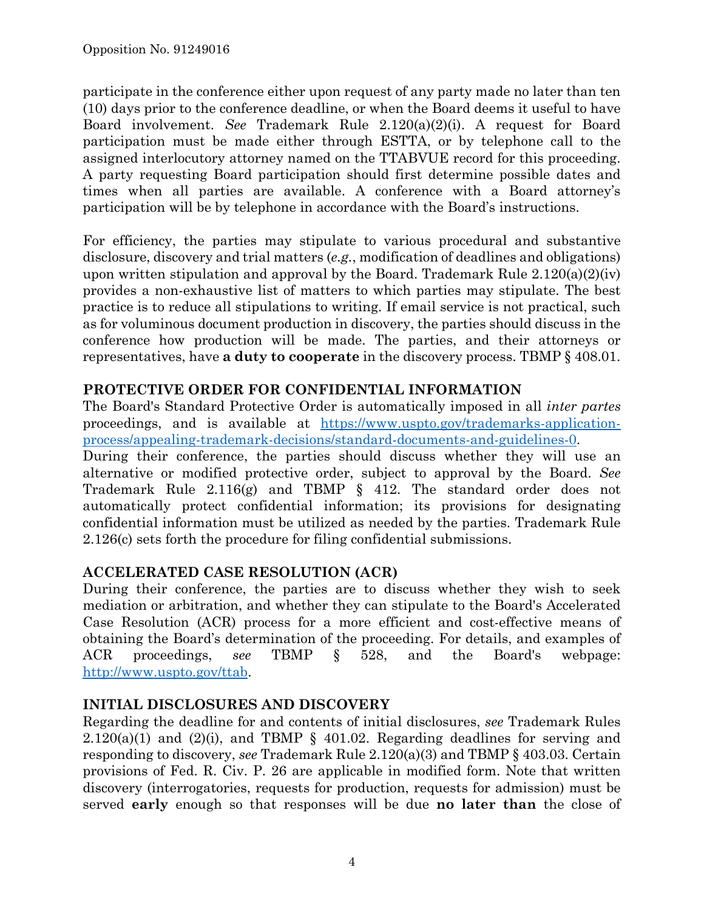participate in the conference either upon request of any party made no later than ten (10) days prior to the conference deadline, or when the Board deems it useful to have Board involvement. *See* Trademark Rule 2.120(a)(2)(i). A request for Board participation must be made either through ESTTA, or by telephone call to the assigned interlocutory attorney named on the TTABVUE record for this proceeding. A party requesting Board participation should first determine possible dates and times when all parties are available. A conference with a Board attorney's participation will be by telephone in accordance with the Board's instructions.

For efficiency, the parties may stipulate to various procedural and substantive disclosure, discovery and trial matters (*e.g.*, modification of deadlines and obligations) upon written stipulation and approval by the Board. Trademark Rule 2.120(a)(2)(iv) provides a non-exhaustive list of matters to which parties may stipulate. The best practice is to reduce all stipulations to writing. If email service is not practical, such as for voluminous document production in discovery, the parties should discuss in the conference how production will be made. The parties, and their attorneys or representatives, have **a duty to cooperate** in the discovery process. TBMP § 408.01.

## PROTECTIVE ORDER FOR CONFIDENTIAL INFORMATION

The Board's Standard Protective Order is automatically imposed in all *inter partes* proceedings, and is available at [https://www.uspto.gov/trademarks-application-process/appealing-trademark-decisions/standard-documents-and-guidelines-0](https://www.uspto.gov/trademarks-application-process/appealing-trademark-decisions/standard-documents-and-guidelines-0).

During their conference, the parties should discuss whether they will use an alternative or modified protective order, subject to approval by the Board. *See* Trademark Rule 2.116(g) and TBMP § 412. The standard order does not automatically protect confidential information; its provisions for designating confidential information must be utilized as needed by the parties. Trademark Rule 2.126(c) sets forth the procedure for filing confidential submissions.

## ACCELERATED CASE RESOLUTION (ACR)

During their conference, the parties are to discuss whether they wish to seek mediation or arbitration, and whether they can stipulate to the Board's Accelerated Case Resolution (ACR) process for a more efficient and cost-effective means of obtaining the Board's determination of the proceeding. For details, and examples of ACR proceedings, *see* TBMP § 528, and the Board's webpage: [http://www.uspto.gov/ttab](http://www.uspto.gov/ttab).

## INITIAL DISCLOSURES AND DISCOVERY

Regarding the deadline for and contents of initial disclosures, *see* Trademark Rules 2.120(a)(1) and (2)(i), and TBMP § 401.02. Regarding deadlines for serving and responding to discovery, *see* Trademark Rule 2.120(a)(3) and TBMP § 403.03. Certain provisions of Fed. R. Civ. P. 26 are applicable in modified form. Note that written discovery (interrogatories, requests for production, requests for admission) must be served **early** enough so that responses will be due **no later than** the close of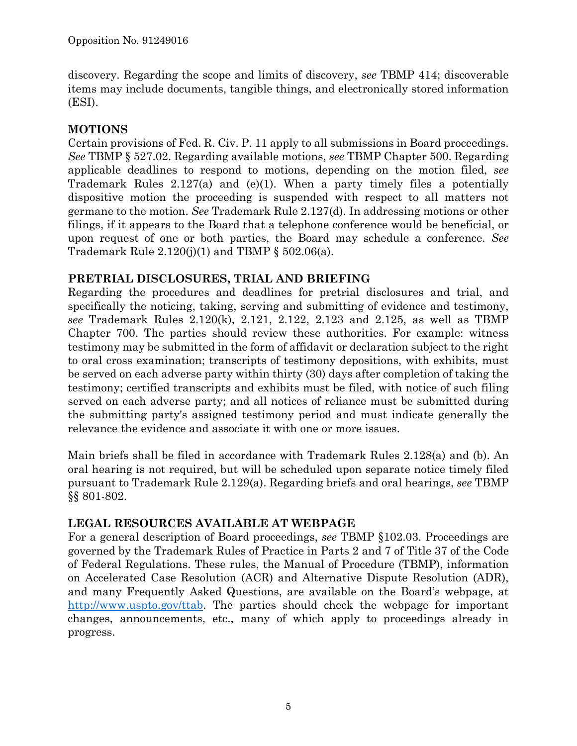discovery. Regarding the scope and limits of discovery, *see* TBMP 414; discoverable items may include documents, tangible things, and electronically stored information (ESI).

**MOTIONS**

Certain provisions of Fed. R. Civ. P. 11 apply to all submissions in Board proceedings. *See* TBMP § 527.02. Regarding available motions, *see* TBMP Chapter 500. Regarding applicable deadlines to respond to motions, depending on the motion filed, *see* Trademark Rules 2.127(a) and (e)(1). When a party timely files a potentially dispositive motion the proceeding is suspended with respect to all matters not germane to the motion. *See* Trademark Rule 2.127(d). In addressing motions or other filings, if it appears to the Board that a telephone conference would be beneficial, or upon request of one or both parties, the Board may schedule a conference. *See* Trademark Rule 2.120(j)(1) and TBMP § 502.06(a).

**PRETRIAL DISCLOSURES, TRIAL AND BRIEFING**

Regarding the procedures and deadlines for pretrial disclosures and trial, and specifically the noticing, taking, serving and submitting of evidence and testimony, *see* Trademark Rules 2.120(k), 2.121, 2.122, 2.123 and 2.125, as well as TBMP Chapter 700. The parties should review these authorities. For example: witness testimony may be submitted in the form of affidavit or declaration subject to the right to oral cross examination; transcripts of testimony depositions, with exhibits, must be served on each adverse party within thirty (30) days after completion of taking the testimony; certified transcripts and exhibits must be filed, with notice of such filing served on each adverse party; and all notices of reliance must be submitted during the submitting party's assigned testimony period and must indicate generally the relevance the evidence and associate it with one or more issues.

Main briefs shall be filed in accordance with Trademark Rules 2.128(a) and (b). An oral hearing is not required, but will be scheduled upon separate notice timely filed pursuant to Trademark Rule 2.129(a). Regarding briefs and oral hearings, *see* TBMP §§ 801-802.

**LEGAL RESOURCES AVAILABLE AT WEBPAGE**

For a general description of Board proceedings, *see* TBMP §102.03. Proceedings are governed by the Trademark Rules of Practice in Parts 2 and 7 of Title 37 of the Code of Federal Regulations. These rules, the Manual of Procedure (TBMP), information on Accelerated Case Resolution (ACR) and Alternative Dispute Resolution (ADR), and many Frequently Asked Questions, are available on the Board's webpage, at [http://www.uspto.gov/ttab](http://www.uspto.gov/ttab). The parties should check the webpage for important changes, announcements, etc., many of which apply to proceedings already in progress.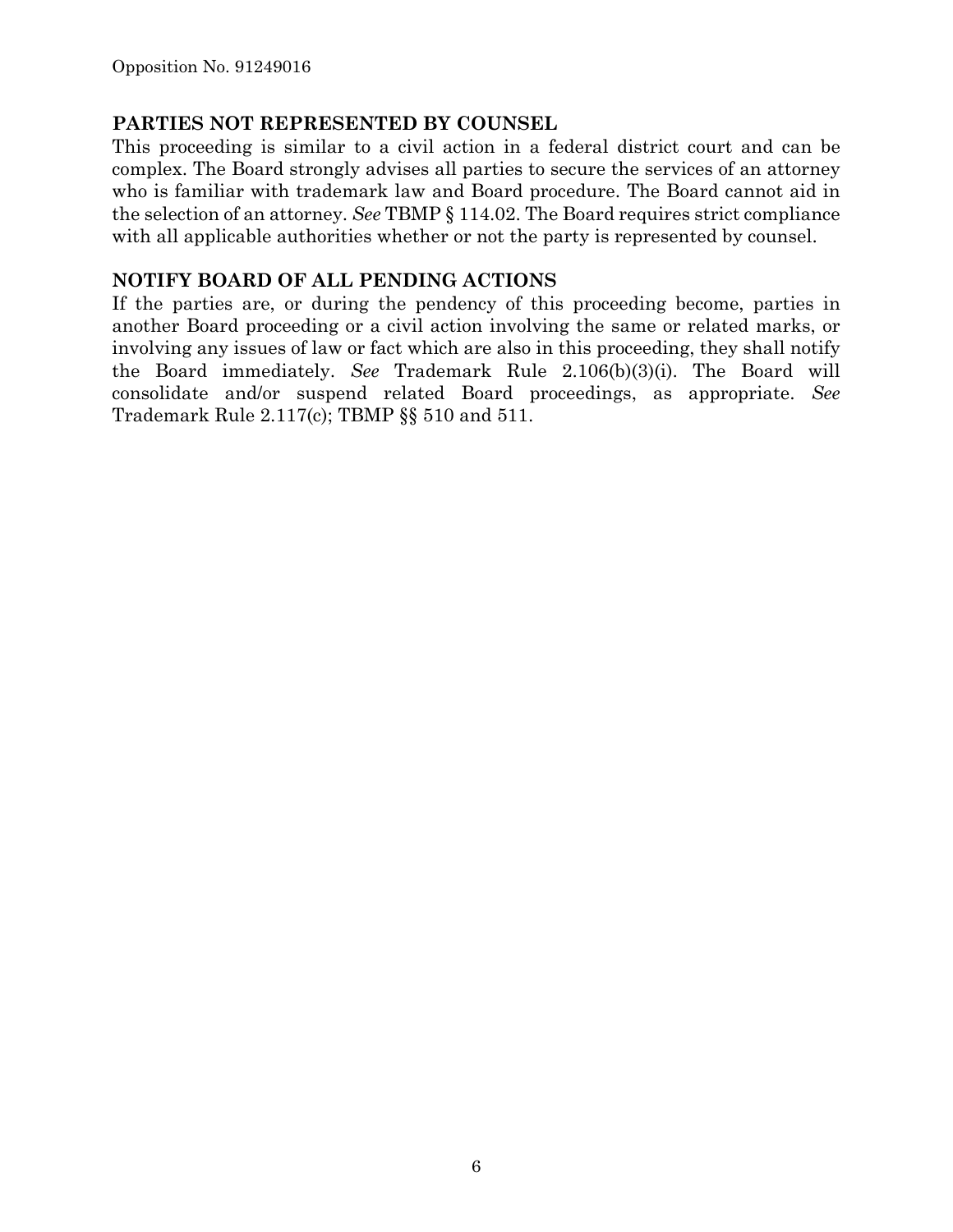**PARTIES NOT REPRESENTED BY COUNSEL**

This proceeding is similar to a civil action in a federal district court and can be complex. The Board strongly advises all parties to secure the services of an attorney who is familiar with trademark law and Board procedure. The Board cannot aid in the selection of an attorney. *See* TBMP § 114.02. The Board requires strict compliance with all applicable authorities whether or not the party is represented by counsel.

**NOTIFY BOARD OF ALL PENDING ACTIONS**

If the parties are, or during the pendency of this proceeding become, parties in another Board proceeding or a civil action involving the same or related marks, or involving any issues of law or fact which are also in this proceeding, they shall notify the Board immediately. *See* Trademark Rule 2.106(b)(3)(i). The Board will consolidate and/or suspend related Board proceedings, as appropriate. *See* Trademark Rule 2.117(c); TBMP §§ 510 and 511.